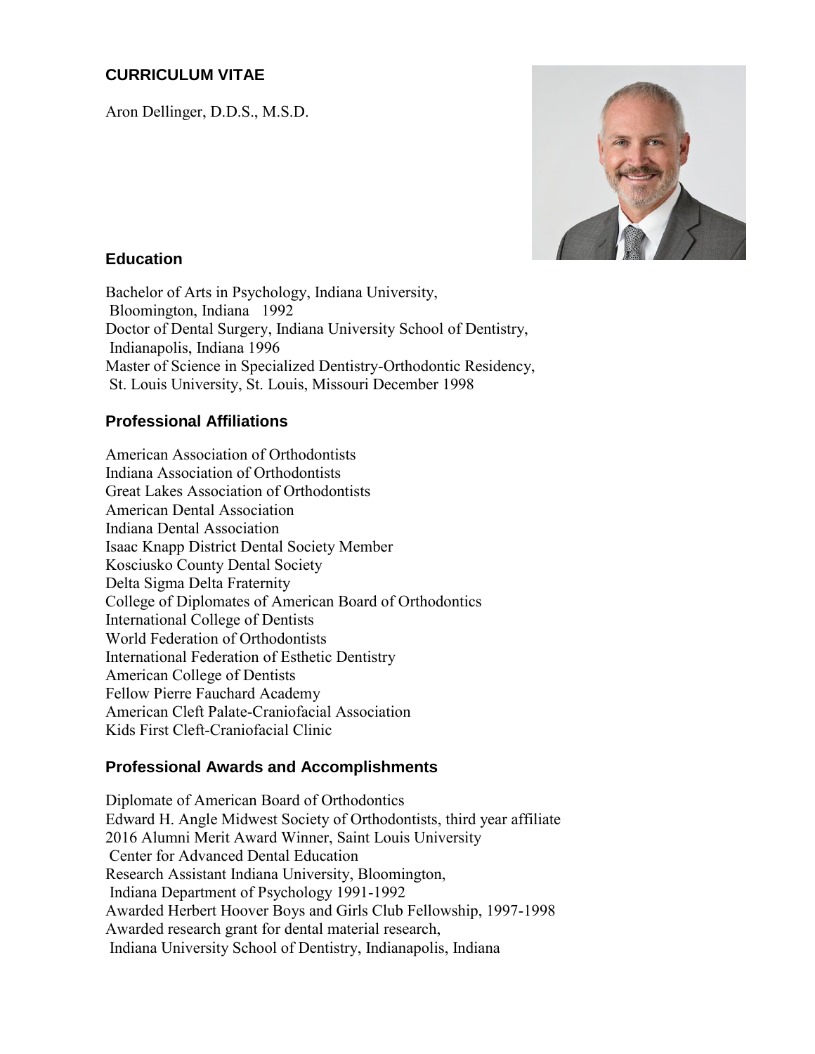# CURRICULUM VITAE

Aron Dellinger, D.D.S., M.S.D.

## Education

Bachelor of Arts in Psychology, Indiana University,
Bloomington, Indiana 1992
Doctor of Dental Surgery, Indiana University School of Dentistry,
Indianapolis, Indiana 1996
Master of Science in Specialized Dentistry-Orthodontic Residency,
St. Louis University, St. Louis, Missouri December 1998

## Professional Affiliations

American Association of Orthodontists
Indiana Association of Orthodontists
Great Lakes Association of Orthodontists
American Dental Association
Indiana Dental Association
Isaac Knapp District Dental Society Member
Kosciusko County Dental Society
Delta Sigma Delta Fraternity
College of Diplomates of American Board of Orthodontics
International College of Dentists
World Federation of Orthodontists
International Federation of Esthetic Dentistry
American College of Dentists
Fellow Pierre Fauchard Academy
American Cleft Palate-Craniofacial Association
Kids First Cleft-Craniofacial Clinic

## Professional Awards and Accomplishments

Diplomate of American Board of Orthodontics
Edward H. Angle Midwest Society of Orthodontists, third year affiliate
2016 Alumni Merit Award Winner, Saint Louis University
Center for Advanced Dental Education
Research Assistant Indiana University, Bloomington,
Indiana Department of Psychology 1991-1992
Awarded Herbert Hoover Boys and Girls Club Fellowship, 1997-1998
Awarded research grant for dental material research,
Indiana University School of Dentistry, Indianapolis, Indiana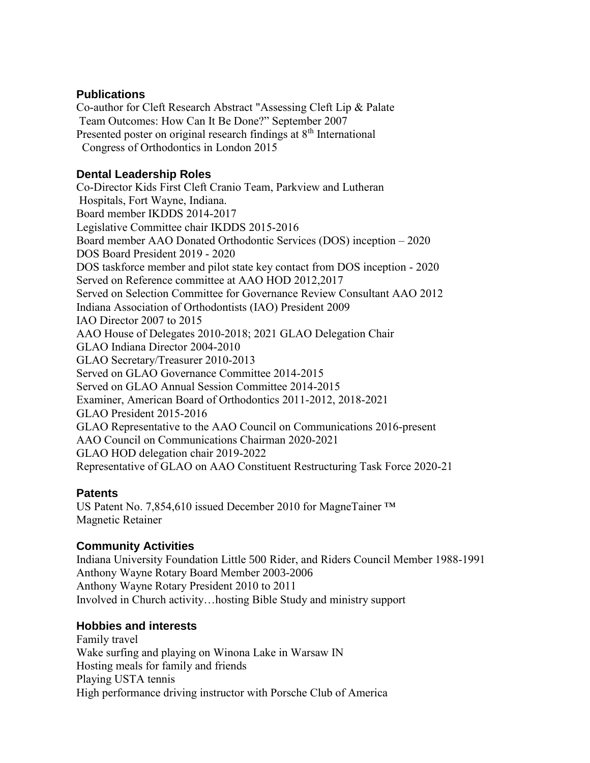## Publications

Co-author for Cleft Research Abstract "Assessing Cleft Lip & Palate Team Outcomes: How Can It Be Done?" September 2007
Presented poster on original research findings at 8th International Congress of Orthodontics in London 2015

## Dental Leadership Roles

Co-Director Kids First Cleft Cranio Team, Parkview and Lutheran Hospitals, Fort Wayne, Indiana.
Board member IKDDS 2014-2017
Legislative Committee chair IKDDS 2015-2016
Board member AAO Donated Orthodontic Services (DOS) inception – 2020
DOS Board President 2019 - 2020
DOS taskforce member and pilot state key contact from DOS inception - 2020
Served on Reference committee at AAO HOD 2012,2017
Served on Selection Committee for Governance Review Consultant AAO 2012
Indiana Association of Orthodontists (IAO) President 2009
IAO Director 2007 to 2015
AAO House of Delegates 2010-2018; 2021 GLAO Delegation Chair
GLAO Indiana Director 2004-2010
GLAO Secretary/Treasurer 2010-2013
Served on GLAO Governance Committee 2014-2015
Served on GLAO Annual Session Committee 2014-2015
Examiner, American Board of Orthodontics 2011-2012, 2018-2021
GLAO President 2015-2016
GLAO Representative to the AAO Council on Communications 2016-present
AAO Council on Communications Chairman 2020-2021
GLAO HOD delegation chair 2019-2022
Representative of GLAO on AAO Constituent Restructuring Task Force 2020-21

## Patents

US Patent No. 7,854,610 issued December 2010 for MagneTainer ™ Magnetic Retainer

## Community Activities

Indiana University Foundation Little 500 Rider, and Riders Council Member 1988-1991
Anthony Wayne Rotary Board Member 2003-2006
Anthony Wayne Rotary President 2010 to 2011
Involved in Church activity…hosting Bible Study and ministry support

## Hobbies and interests

Family travel
Wake surfing and playing on Winona Lake in Warsaw IN
Hosting meals for family and friends
Playing USTA tennis
High performance driving instructor with Porsche Club of America